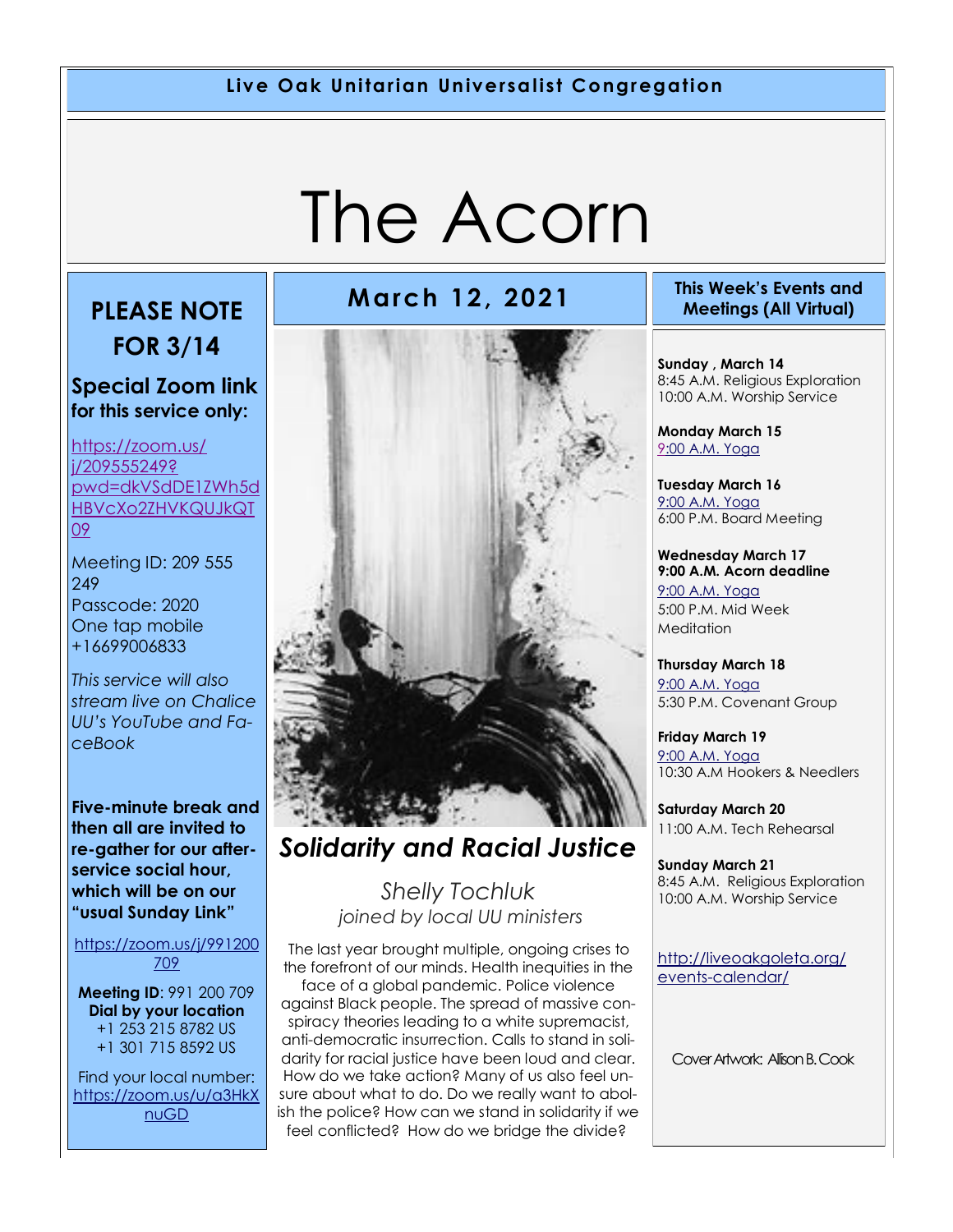**Live Oak Unitarian Universalist Congregation**

# The Acorn

## PLEASE NOTE FOR 3/14

### Special Zoom link for this service only:

https://zoom.us/j/209555249?pwd=dkVSdDE1ZWh5dHBVcXo2ZHVKQUJkQT09

Meeting ID: 209 555 249
Passcode: 2020
One tap mobile
+16699006833

*This service will also stream live on Chalice UU's YouTube and FaceBook*

**Five-minute break and then all are invited to re-gather for our after-service social hour, which will be on our "usual Sunday Link"**

https://zoom.us/j/991200709

**Meeting ID**: 991 200 709
**Dial by your location**
+1 253 215 8782 US
+1 301 715 8592 US

Find your local number: https://zoom.us/u/a3HkXnuGD

## March 12, 2021

## *Solidarity and Racial Justice*

*Shelly Tochluk*
*joined by local UU ministers*

The last year brought multiple, ongoing crises to the forefront of our minds. Health inequities in the face of a global pandemic. Police violence against Black people. The spread of massive conspiracy theories leading to a white supremacist, anti-democratic insurrection. Calls to stand in solidarity for racial justice have been loud and clear. How do we take action? Many of us also feel unsure about what to do. Do we really want to abolish the police? How can we stand in solidarity if we feel conflicted? How do we bridge the divide?

## This Week's Events and Meetings (All Virtual)

**Sunday , March 14**
8:45 A.M. Religious Exploration
10:00 A.M. Worship Service

**Monday March 15**
9:00 A.M. Yoga

**Tuesday March 16**
9:00 A.M. Yoga
6:00 P.M. Board Meeting

**Wednesday March 17**
**9:00 A.M. Acorn deadline**
9:00 A.M. Yoga
5:00 P.M. Mid Week Meditation

**Thursday March 18**
9:00 A.M. Yoga
5:30 P.M. Covenant Group

**Friday March 19**
9:00 A.M. Yoga
10:30 A.M Hookers & Needlers

**Saturday March 20**
11:00 A.M. Tech Rehearsal

**Sunday March 21**
8:45 A.M. Religious Exploration
10:00 A.M. Worship Service

http://liveoakgoleta.org/events-calendar/

Cover Artwork: Allison B. Cook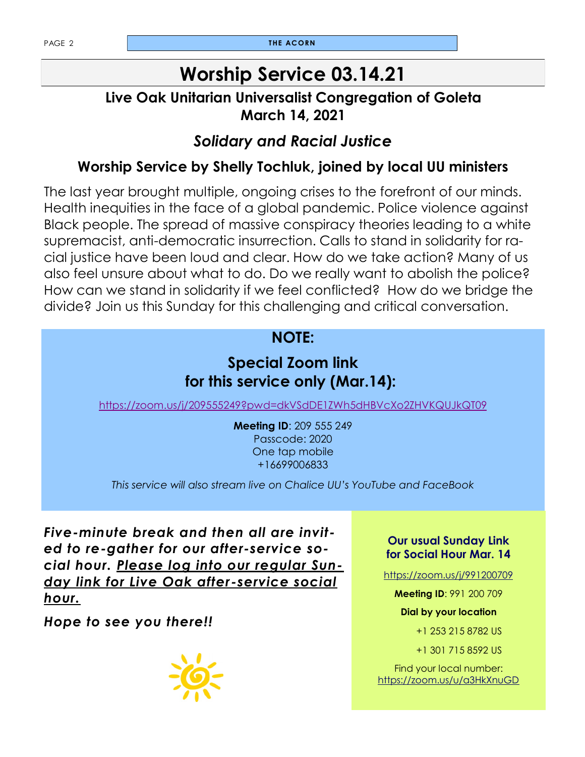# Worship Service 03.14.21

## Live Oak Unitarian Universalist Congregation of Goleta
## March 14, 2021

### *Solidary and Racial Justice*

### Worship Service by Shelly Tochluk, joined by local UU ministers

The last year brought multiple, ongoing crises to the forefront of our minds. Health inequities in the face of a global pandemic. Police violence against Black people. The spread of massive conspiracy theories leading to a white supremacist, anti-democratic insurrection. Calls to stand in solidarity for racial justice have been loud and clear. How do we take action? Many of us also feel unsure about what to do. Do we really want to abolish the police? How can we stand in solidarity if we feel conflicted? How do we bridge the divide? Join us this Sunday for this challenging and critical conversation.

**NOTE:**

**Special Zoom link for this service only (Mar.14):**

https://zoom.us/j/209555249?pwd=dkVSdDE1ZWh5dHBVcXo2ZHVKQUJkQT09

**Meeting ID**: 209 555 249
Passcode: 2020
One tap mobile
+16699006833

*This service will also stream live on Chalice UU's YouTube and FaceBook*

***Five-minute break and then all are invited to re-gather for our after-service social hour. <u>Please log into our regular Sunday link for Live Oak after-service social hour.</u>***

***Hope to see you there!!***

**Our usual Sunday Link for Social Hour Mar. 14**

https://zoom.us/j/991200709

**Meeting ID**: 991 200 709

**Dial by your location**

+1 253 215 8782 US

+1 301 715 8592 US

Find your local number: https://zoom.us/u/a3HkXnuGD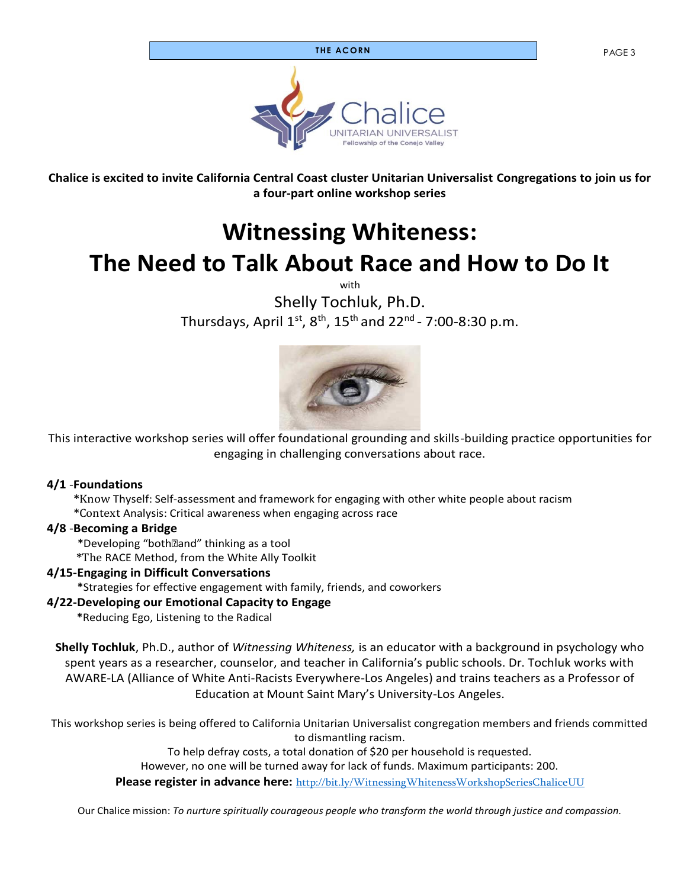Chalice UNITARIAN UNIVERSALIST Fellowship of the Conejo Valley

**Chalice is excited to invite California Central Coast cluster Unitarian Universalist Congregations to join us for a four-part online workshop series**

# Witnessing Whiteness: The Need to Talk About Race and How to Do It

with

Shelly Tochluk, Ph.D.

Thursdays, April 1st, 8th, 15th and 22nd - 7:00-8:30 p.m.

This interactive workshop series will offer foundational grounding and skills-building practice opportunities for engaging in challenging conversations about race.

**4/1 -Foundations**

*Know Thyself: Self-assessment and framework for engaging with other white people about racism
*Context Analysis: Critical awareness when engaging across race

**4/8 -Becoming a Bridge**

*Developing "both-and" thinking as a tool
*The RACE Method, from the White Ally Toolkit

**4/15-Engaging in Difficult Conversations**

*Strategies for effective engagement with family, friends, and coworkers

**4/22-Developing our Emotional Capacity to Engage**

*Reducing Ego, Listening to the Radical

**Shelly Tochluk**, Ph.D., author of *Witnessing Whiteness,* is an educator with a background in psychology who spent years as a researcher, counselor, and teacher in California's public schools. Dr. Tochluk works with AWARE-LA (Alliance of White Anti-Racists Everywhere-Los Angeles) and trains teachers as a Professor of Education at Mount Saint Mary's University-Los Angeles.

This workshop series is being offered to California Unitarian Universalist congregation members and friends committed to dismantling racism.

To help defray costs, a total donation of $20 per household is requested.

However, no one will be turned away for lack of funds. Maximum participants: 200.

**Please register in advance here:** http://bit.ly/WitnessingWhitenessWorkshopSeriesChaliceUU

Our Chalice mission: *To nurture spiritually courageous people who transform the world through justice and compassion.*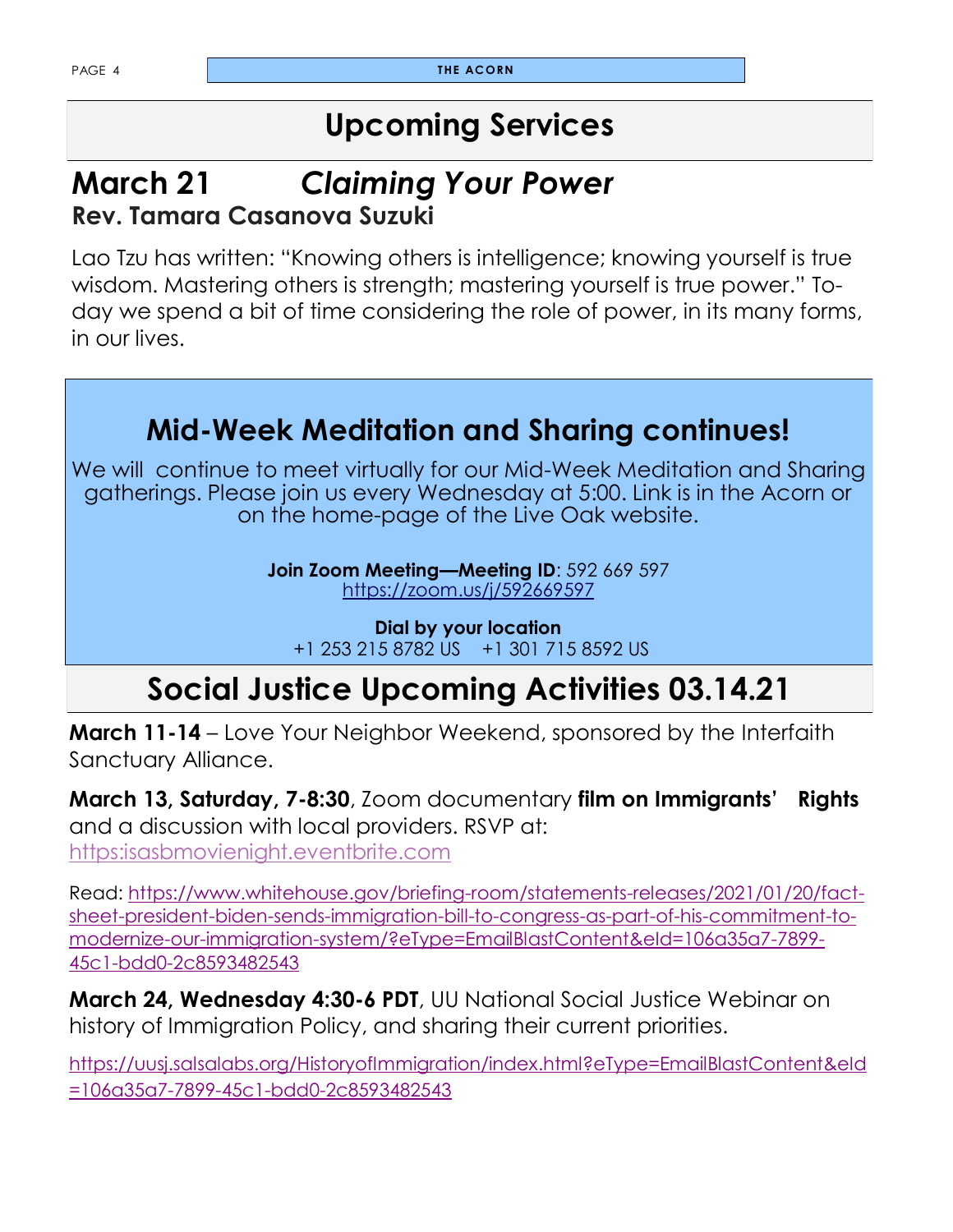# Upcoming Services

## March 21 *Claiming Your Power*

### Rev. Tamara Casanova Suzuki

Lao Tzu has written: "Knowing others is intelligence; knowing yourself is true wisdom. Mastering others is strength; mastering yourself is true power." Today we spend a bit of time considering the role of power, in its many forms, in our lives.

## Mid-Week Meditation and Sharing continues!

We will continue to meet virtually for our Mid-Week Meditation and Sharing gatherings. Please join us every Wednesday at 5:00. Link is in the Acorn or on the home-page of the Live Oak website.

**Join Zoom Meeting—Meeting ID**: 592 669 597
https://zoom.us/j/592669597

**Dial by your location**
+1 253 215 8782 US +1 301 715 8592 US

# Social Justice Upcoming Activities 03.14.21

**March 11-14** – Love Your Neighbor Weekend, sponsored by the Interfaith Sanctuary Alliance.

**March 13, Saturday, 7-8:30**, Zoom documentary **film on Immigrants' Rights** and a discussion with local providers. RSVP at: https:isasbmovienight.eventbrite.com

Read: https://www.whitehouse.gov/briefing-room/statements-releases/2021/01/20/fact-sheet-president-biden-sends-immigration-bill-to-congress-as-part-of-his-commitment-to-modernize-our-immigration-system/?eType=EmailBlastContent&eId=106a35a7-7899-45c1-bdd0-2c8593482543

**March 24, Wednesday 4:30-6 PDT**, UU National Social Justice Webinar on history of Immigration Policy, and sharing their current priorities.

https://uusj.salsalabs.org/HistoryofImmigration/index.html?eType=EmailBlastContent&eId=106a35a7-7899-45c1-bdd0-2c8593482543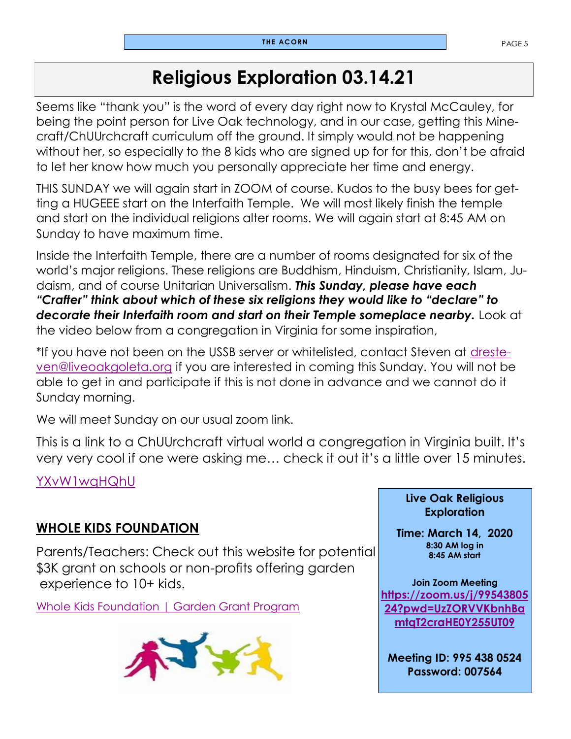# Religious Exploration 03.14.21

Seems like "thank you" is the word of every day right now to Krystal McCauley, for being the point person for Live Oak technology, and in our case, getting this Minecraft/ChUUrchcraft curriculum off the ground. It simply would not be happening without her, so especially to the 8 kids who are signed up for for this, don't be afraid to let her know how much you personally appreciate her time and energy.

THIS SUNDAY we will again start in ZOOM of course. Kudos to the busy bees for getting a HUGEEE start on the Interfaith Temple. We will most likely finish the temple and start on the individual religions alter rooms. We will again start at 8:45 AM on Sunday to have maximum time.

Inside the Interfaith Temple, there are a number of rooms designated for six of the world's major religions. These religions are Buddhism, Hinduism, Christianity, Islam, Judaism, and of course Unitarian Universalism. ***This Sunday, please have each "Crafter" think about which of these six religions they would like to "declare" to decorate their Interfaith room and start on their Temple someplace nearby.*** Look at the video below from a congregation in Virginia for some inspiration,

*If you have not been on the USSB server or whitelisted, contact Steven at dresteven@liveoakgoleta.org if you are interested in coming this Sunday. You will not be able to get in and participate if this is not done in advance and we cannot do it Sunday morning.

We will meet Sunday on our usual zoom link.

This is a link to a ChUUrchcraft virtual world a congregation in Virginia built. It's very very cool if one were asking me… check it out it's a little over 15 minutes.

YXvW1wqHQhU

## WHOLE KIDS FOUNDATION

Parents/Teachers: Check out this website for potential $3K grant on schools or non-profits offering garden experience to 10+ kids.

Whole Kids Foundation | Garden Grant Program

**Live Oak Religious Exploration**

**Time: March 14, 2020**
**8:30 AM log in**
**8:45 AM start**

**Join Zoom Meeting**
**https://zoom.us/j/9954380524?pwd=UzZORVVKbnhBamtqT2craHE0Y255UT09**

**Meeting ID: 995 438 0524**
**Password: 007564**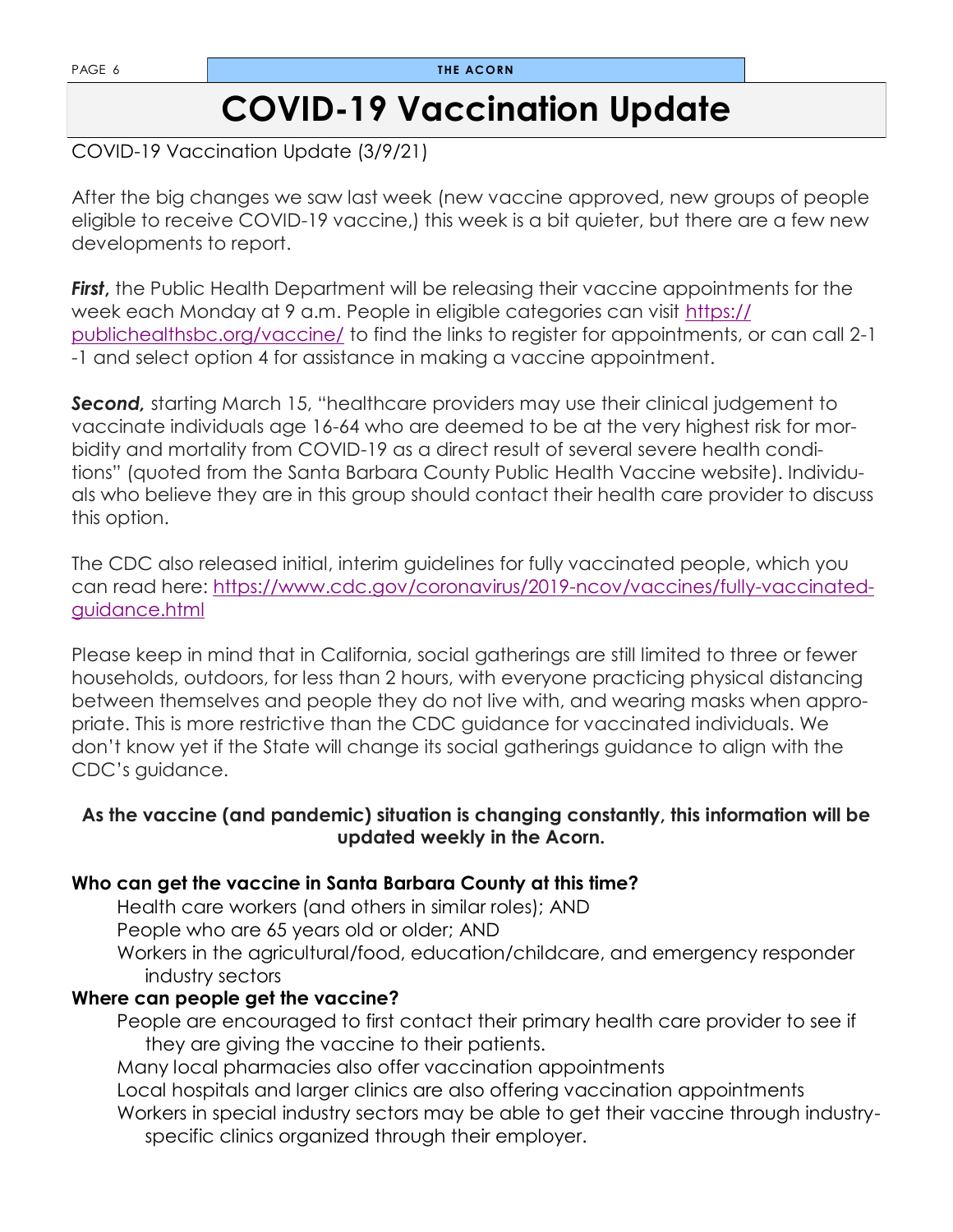# COVID-19 Vaccination Update

COVID-19 Vaccination Update (3/9/21)

After the big changes we saw last week (new vaccine approved, new groups of people eligible to receive COVID-19 vaccine,) this week is a bit quieter, but there are a few new developments to report.

***First,*** the Public Health Department will be releasing their vaccine appointments for the week each Monday at 9 a.m. People in eligible categories can visit https://publichealthsbc.org/vaccine/ to find the links to register for appointments, or can call 2-1-1 and select option 4 for assistance in making a vaccine appointment.

***Second,*** starting March 15, "healthcare providers may use their clinical judgement to vaccinate individuals age 16-64 who are deemed to be at the very highest risk for morbidity and mortality from COVID-19 as a direct result of several severe health conditions" (quoted from the Santa Barbara County Public Health Vaccine website). Individuals who believe they are in this group should contact their health care provider to discuss this option.

The CDC also released initial, interim guidelines for fully vaccinated people, which you can read here: https://www.cdc.gov/coronavirus/2019-ncov/vaccines/fully-vaccinated-guidance.html

Please keep in mind that in California, social gatherings are still limited to three or fewer households, outdoors, for less than 2 hours, with everyone practicing physical distancing between themselves and people they do not live with, and wearing masks when appropriate. This is more restrictive than the CDC guidance for vaccinated individuals. We don't know yet if the State will change its social gatherings guidance to align with the CDC's guidance.

**As the vaccine (and pandemic) situation is changing constantly, this information will be updated weekly in the Acorn.**

**Who can get the vaccine in Santa Barbara County at this time?**

- Health care workers (and others in similar roles); AND
- People who are 65 years old or older; AND
- Workers in the agricultural/food, education/childcare, and emergency responder industry sectors

**Where can people get the vaccine?**

- People are encouraged to first contact their primary health care provider to see if they are giving the vaccine to their patients.
- Many local pharmacies also offer vaccination appointments
- Local hospitals and larger clinics are also offering vaccination appointments
- Workers in special industry sectors may be able to get their vaccine through industry-specific clinics organized through their employer.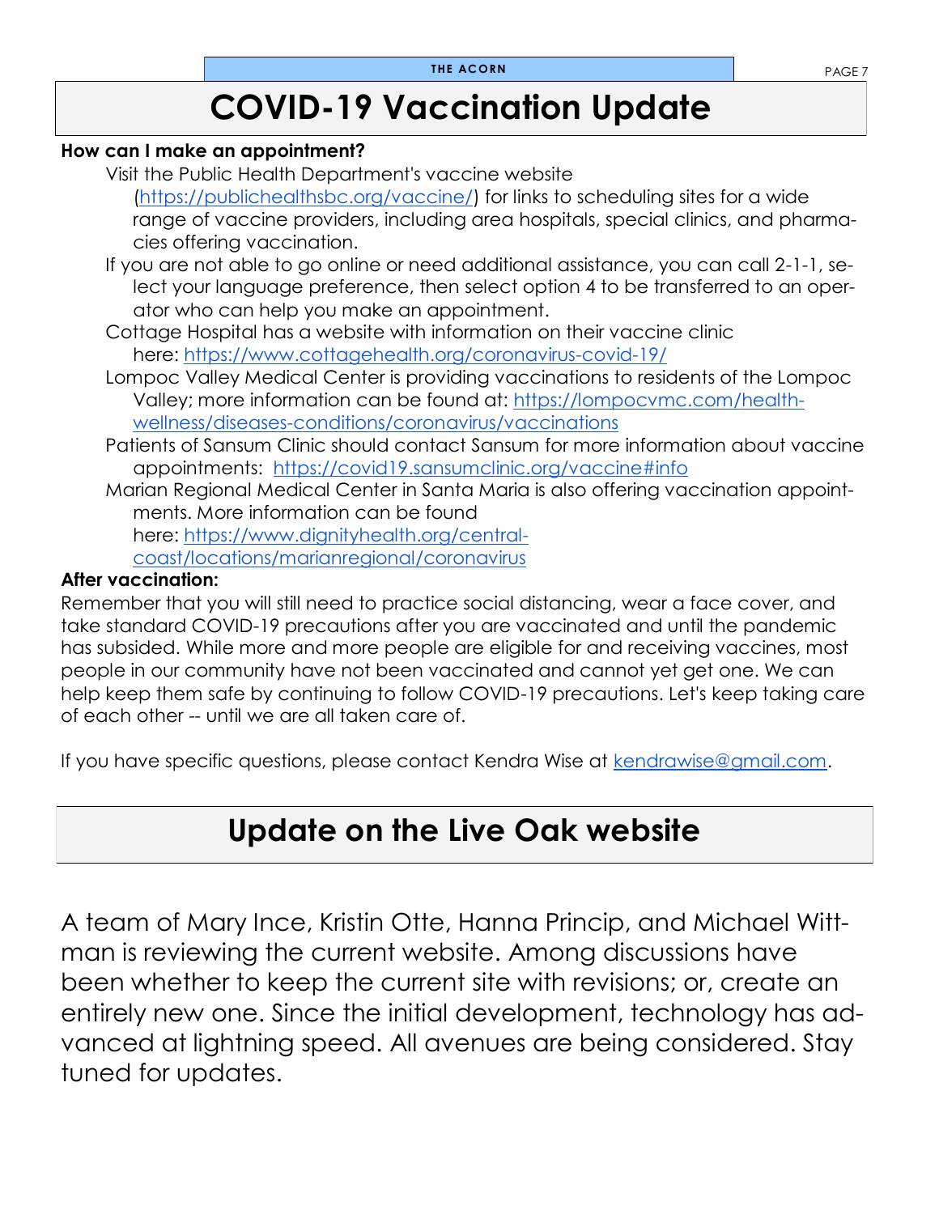# COVID-19 Vaccination Update

**How can I make an appointment?**

Visit the Public Health Department's vaccine website (https://publichealthsbc.org/vaccine/) for links to scheduling sites for a wide range of vaccine providers, including area hospitals, special clinics, and pharmacies offering vaccination.

If you are not able to go online or need additional assistance, you can call 2-1-1, select your language preference, then select option 4 to be transferred to an operator who can help you make an appointment.

Cottage Hospital has a website with information on their vaccine clinic here: https://www.cottagehealth.org/coronavirus-covid-19/

Lompoc Valley Medical Center is providing vaccinations to residents of the Lompoc Valley; more information can be found at: https://lompocvmc.com/health-wellness/diseases-conditions/coronavirus/vaccinations

Patients of Sansum Clinic should contact Sansum for more information about vaccine appointments: https://covid19.sansumclinic.org/vaccine#info

Marian Regional Medical Center in Santa Maria is also offering vaccination appointments. More information can be found here: https://www.dignityhealth.org/central-coast/locations/marianregional/coronavirus

**After vaccination:**

Remember that you will still need to practice social distancing, wear a face cover, and take standard COVID-19 precautions after you are vaccinated and until the pandemic has subsided. While more and more people are eligible for and receiving vaccines, most people in our community have not been vaccinated and cannot yet get one. We can help keep them safe by continuing to follow COVID-19 precautions. Let's keep taking care of each other -- until we are all taken care of.

If you have specific questions, please contact Kendra Wise at kendrawise@gmail.com.

# Update on the Live Oak website

A team of Mary Ince, Kristin Otte, Hanna Princip, and Michael Wittman is reviewing the current website. Among discussions have been whether to keep the current site with revisions; or, create an entirely new one. Since the initial development, technology has advanced at lightning speed. All avenues are being considered. Stay tuned for updates.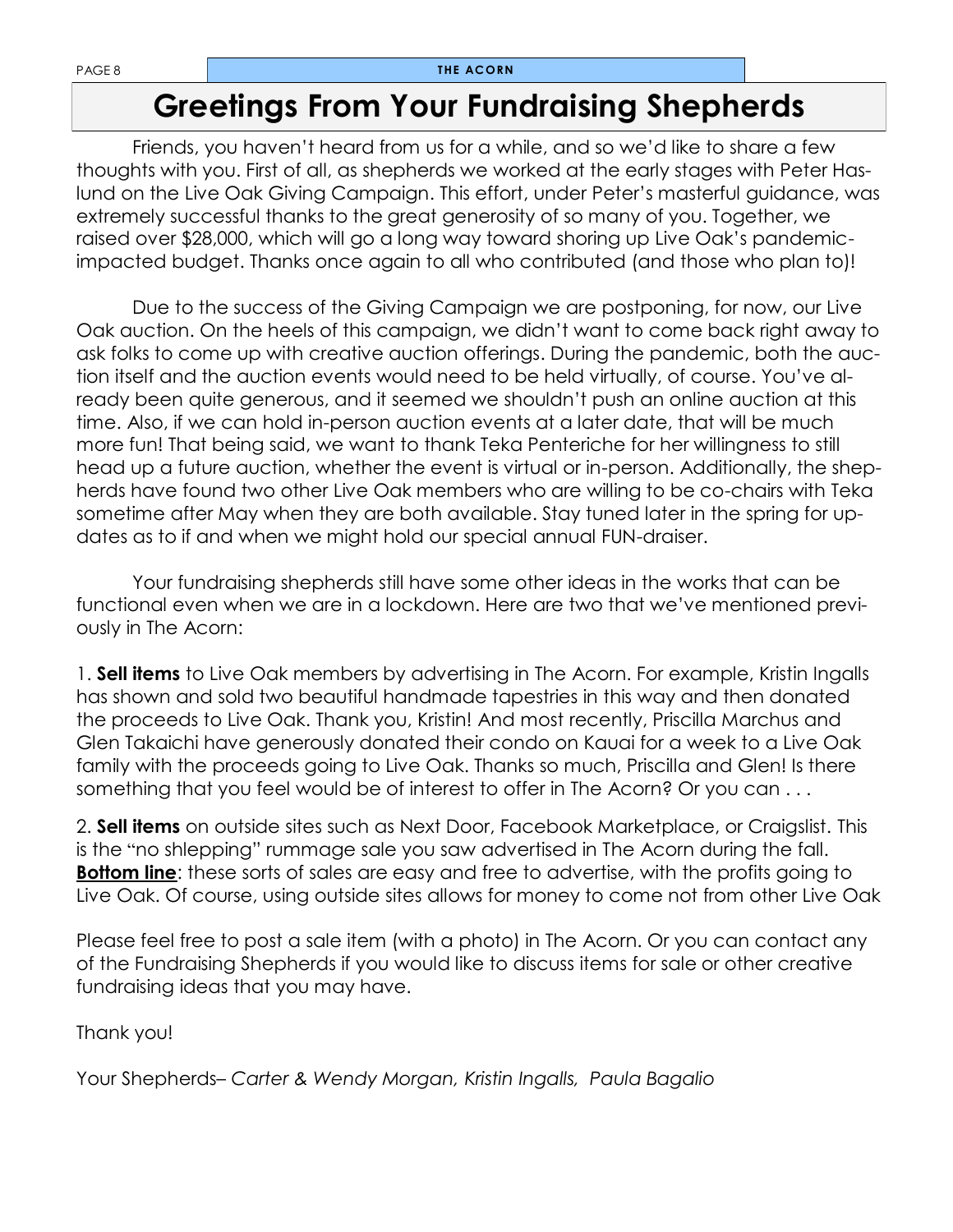# Greetings From Your Fundraising Shepherds

Friends, you haven't heard from us for a while, and so we'd like to share a few thoughts with you. First of all, as shepherds we worked at the early stages with Peter Haslund on the Live Oak Giving Campaign. This effort, under Peter's masterful guidance, was extremely successful thanks to the great generosity of so many of you. Together, we raised over $28,000, which will go a long way toward shoring up Live Oak's pandemic-impacted budget. Thanks once again to all who contributed (and those who plan to)!

Due to the success of the Giving Campaign we are postponing, for now, our Live Oak auction. On the heels of this campaign, we didn't want to come back right away to ask folks to come up with creative auction offerings. During the pandemic, both the auction itself and the auction events would need to be held virtually, of course. You've already been quite generous, and it seemed we shouldn't push an online auction at this time. Also, if we can hold in-person auction events at a later date, that will be much more fun! That being said, we want to thank Teka Penteriche for her willingness to still head up a future auction, whether the event is virtual or in-person. Additionally, the shepherds have found two other Live Oak members who are willing to be co-chairs with Teka sometime after May when they are both available. Stay tuned later in the spring for updates as to if and when we might hold our special annual FUN-draiser.

Your fundraising shepherds still have some other ideas in the works that can be functional even when we are in a lockdown. Here are two that we've mentioned previously in The Acorn:

1. **Sell items** to Live Oak members by advertising in The Acorn. For example, Kristin Ingalls has shown and sold two beautiful handmade tapestries in this way and then donated the proceeds to Live Oak. Thank you, Kristin! And most recently, Priscilla Marchus and Glen Takaichi have generously donated their condo on Kauai for a week to a Live Oak family with the proceeds going to Live Oak. Thanks so much, Priscilla and Glen! Is there something that you feel would be of interest to offer in The Acorn? Or you can . . .

2. **Sell items** on outside sites such as Next Door, Facebook Marketplace, or Craigslist. This is the "no shlepping" rummage sale you saw advertised in The Acorn during the fall. **Bottom line**: these sorts of sales are easy and free to advertise, with the profits going to Live Oak. Of course, using outside sites allows for money to come not from other Live Oak

Please feel free to post a sale item (with a photo) in The Acorn. Or you can contact any of the Fundraising Shepherds if you would like to discuss items for sale or other creative fundraising ideas that you may have.

Thank you!

Your Shepherds– *Carter & Wendy Morgan, Kristin Ingalls, Paula Bagalio*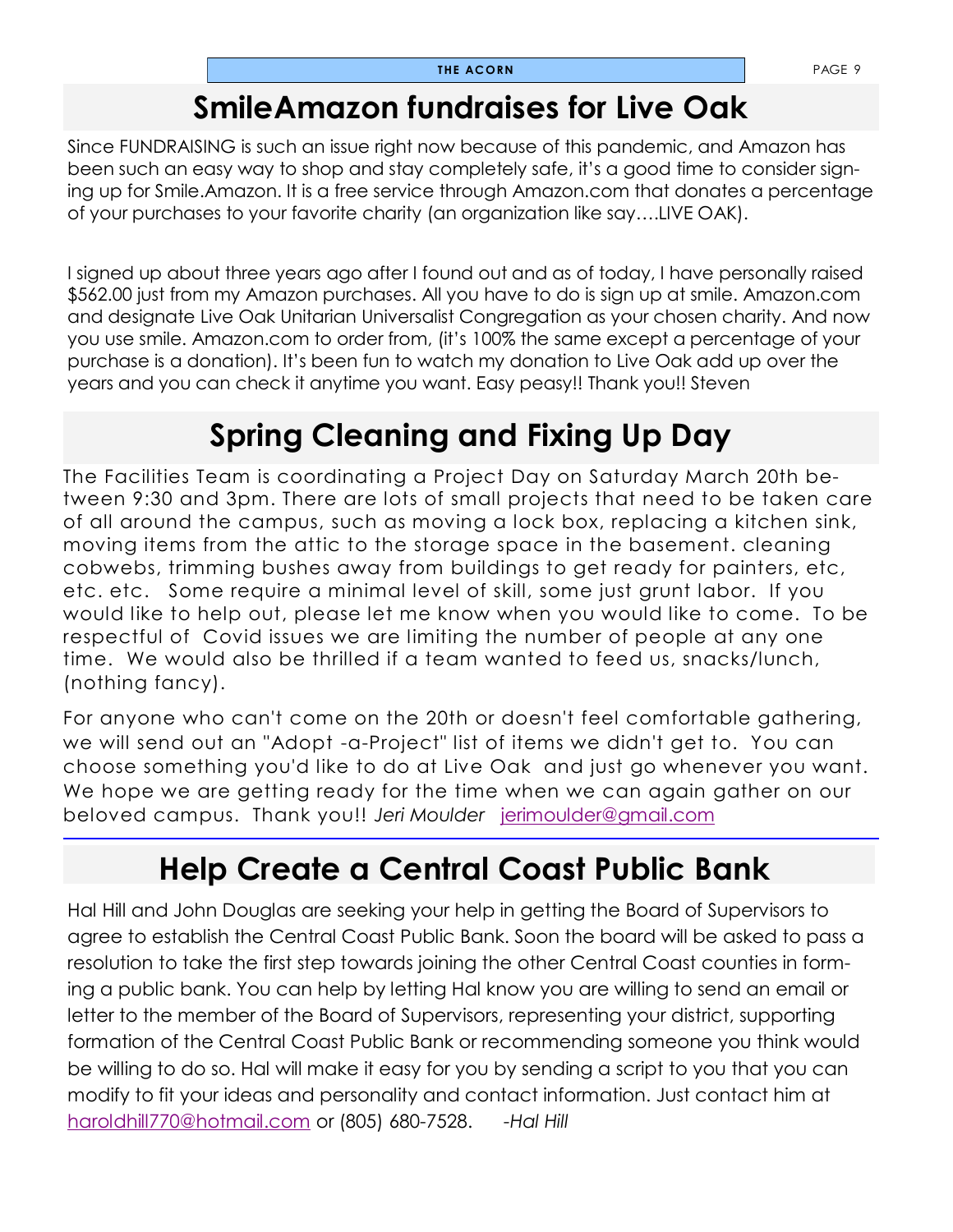## SmileAmazon fundraises for Live Oak

Since FUNDRAISING is such an issue right now because of this pandemic, and Amazon has been such an easy way to shop and stay completely safe, it's a good time to consider signing up for Smile.Amazon. It is a free service through Amazon.com that donates a percentage of your purchases to your favorite charity (an organization like say….LIVE OAK).

I signed up about three years ago after I found out and as of today, I have personally raised $562.00 just from my Amazon purchases. All you have to do is sign up at smile. Amazon.com and designate Live Oak Unitarian Universalist Congregation as your chosen charity. And now you use smile. Amazon.com to order from, (it's 100% the same except a percentage of your purchase is a donation). It's been fun to watch my donation to Live Oak add up over the years and you can check it anytime you want. Easy peasy!! Thank you!! Steven

## Spring Cleaning and Fixing Up Day

The Facilities Team is coordinating a Project Day on Saturday March 20th between 9:30 and 3pm. There are lots of small projects that need to be taken care of all around the campus, such as moving a lock box, replacing a kitchen sink, moving items from the attic to the storage space in the basement. cleaning cobwebs, trimming bushes away from buildings to get ready for painters, etc, etc. etc. Some require a minimal level of skill, some just grunt labor. If you would like to help out, please let me know when you would like to come. To be respectful of Covid issues we are limiting the number of people at any one time. We would also be thrilled if a team wanted to feed us, snacks/lunch, (nothing fancy).

For anyone who can't come on the 20th or doesn't feel comfortable gathering, we will send out an "Adopt -a-Project" list of items we didn't get to. You can choose something you'd like to do at Live Oak and just go whenever you want. We hope we are getting ready for the time when we can again gather on our beloved campus. Thank you!! *Jeri Moulder* jerimoulder@gmail.com

---

## Help Create a Central Coast Public Bank

Hal Hill and John Douglas are seeking your help in getting the Board of Supervisors to agree to establish the Central Coast Public Bank. Soon the board will be asked to pass a resolution to take the first step towards joining the other Central Coast counties in forming a public bank. You can help by letting Hal know you are willing to send an email or letter to the member of the Board of Supervisors, representing your district, supporting formation of the Central Coast Public Bank or recommending someone you think would be willing to do so. Hal will make it easy for you by sending a script to you that you can modify to fit your ideas and personality and contact information. Just contact him at haroldhill770@hotmail.com or (805) 680-7528. *-Hal Hill*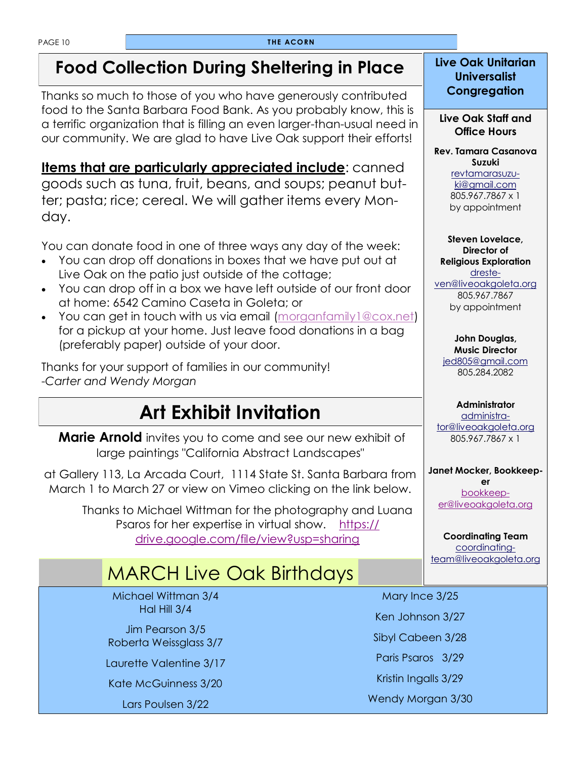## Food Collection During Sheltering in Place

Thanks so much to those of you who have generously contributed food to the Santa Barbara Food Bank. As you probably know, this is a terrific organization that is filling an even larger-than-usual need in our community. We are glad to have Live Oak support their efforts!

**Items that are particularly appreciated include**: canned goods such as tuna, fruit, beans, and soups; peanut butter; pasta; rice; cereal. We will gather items every Monday.

You can donate food in one of three ways any day of the week:

- You can drop off donations in boxes that we have put out at Live Oak on the patio just outside of the cottage;
- You can drop off in a box we have left outside of our front door at home: 6542 Camino Caseta in Goleta; or
- You can get in touch with us via email (morganfamily1@cox.net) for a pickup at your home. Just leave food donations in a bag (preferably paper) outside of your door.

Thanks for your support of families in our community!
*-Carter and Wendy Morgan*

## Art Exhibit Invitation

**Marie Arnold** invites you to come and see our new exhibit of large paintings "California Abstract Landscapes"

at Gallery 113, La Arcada Court, 1114 State St. Santa Barbara from March 1 to March 27 or view on Vimeo clicking on the link below.

Thanks to Michael Wittman for the photography and Luana Psaros for her expertise in virtual show. https://drive.google.com/file/view?usp=sharing

## MARCH Live Oak Birthdays

Michael Wittman 3/4
Hal Hill 3/4
Jim Pearson 3/5
Roberta Weissglass 3/7
Laurette Valentine 3/17
Kate McGuinness 3/20
Lars Poulsen 3/22
Mary Ince 3/25
Ken Johnson 3/27
Sibyl Cabeen 3/28
Paris Psaros 3/29
Kristin Ingalls 3/29
Wendy Morgan 3/30

### Live Oak Unitarian Universalist Congregation

**Live Oak Staff and Office Hours**

**Rev. Tamara Casanova Suzuki**
revtamarasuzuki@gmail.com
805.967.7867 x 1
by appointment

**Steven Lovelace, Director of Religious Exploration**
dresteven@liveoakgoleta.org
805.967.7867
by appointment

**John Douglas, Music Director**
jed805@gmail.com
805.284.2082

**Administrator**
administrator@liveoakgoleta.org
805.967.7867 x 1

**Janet Mocker, Bookkeeper**
bookkeeper@liveoakgoleta.org

**Coordinating Team**
coordinatingteam@liveoakgoleta.org